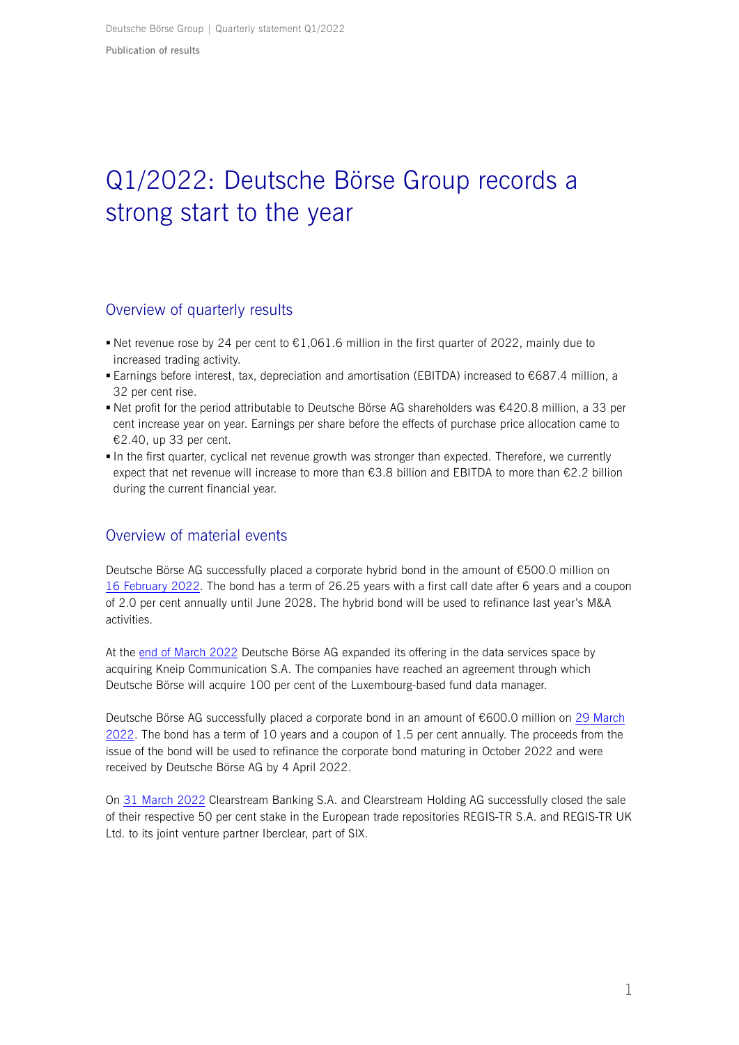# Q1/2022: Deutsche Börse Group records a strong start to the year

## Overview of quarterly results

- Net revenue rose by 24 per cent to €1,061.6 million in the first quarter of 2022, mainly due to increased trading activity.
- Earnings before interest, tax, depreciation and amortisation (EBITDA) increased to €687.4 million, a 32 per cent rise.
- Net profit for the period attributable to Deutsche Börse AG shareholders was €420.8 million, a 33 per cent increase year on year. Earnings per share before the effects of purchase price allocation came to €2.40, up 33 per cent.
- In the first quarter, cyclical net revenue growth was stronger than expected. Therefore, we currently expect that net revenue will increase to more than €3.8 billion and EBITDA to more than €2.2 billion during the current financial year.

## Overview of material events

Deutsche Börse AG successfully placed a corporate hybrid bond in the amount of €500.0 million on 16 February 2022. The bond has a term of 26.25 years with a first call date after 6 years and a coupon of 2.0 per cent annually until June 2028. The hybrid bond will be used to refinance last year's M&A activities.

At the end of March 2022 Deutsche Börse AG expanded its offering in the data services space by acquiring Kneip Communication S.A. The companies have reached an agreement through which Deutsche Börse will acquire 100 per cent of the Luxembourg-based fund data manager.

Deutsche Börse AG successfully placed a corporate bond in an amount of €600.0 million on 29 March 2022. The bond has a term of 10 years and a coupon of 1.5 per cent annually. The proceeds from the issue of the bond will be used to refinance the corporate bond maturing in October 2022 and were received by Deutsche Börse AG by 4 April 2022.

On 31 March 2022 Clearstream Banking S.A. and Clearstream Holding AG successfully closed the sale of their respective 50 per cent stake in the European trade repositories REGIS-TR S.A. and REGIS-TR UK Ltd. to its joint venture partner Iberclear, part of SIX.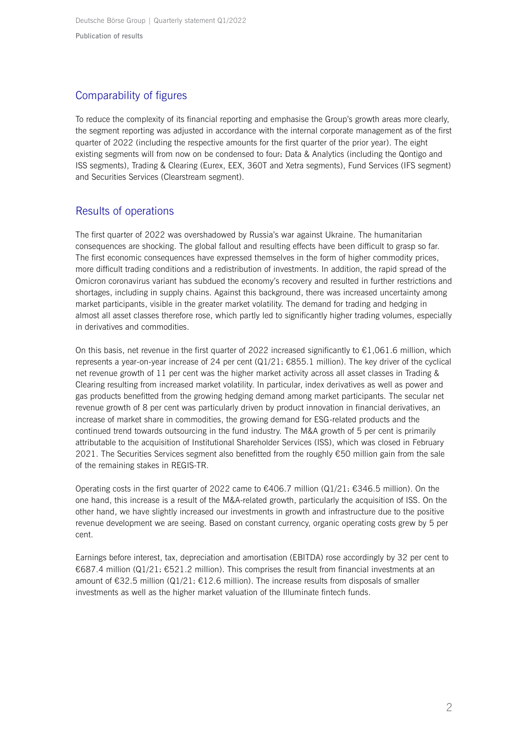## Comparability of figures

To reduce the complexity of its financial reporting and emphasise the Group's growth areas more clearly, the segment reporting was adjusted in accordance with the internal corporate management as of the first quarter of 2022 (including the respective amounts for the first quarter of the prior year). The eight existing segments will from now on be condensed to four: Data & Analytics (including the Qontigo and ISS segments), Trading & Clearing (Eurex, EEX, 360T and Xetra segments), Fund Services (IFS segment) and Securities Services (Clearstream segment).

## Results of operations

The first quarter of 2022 was overshadowed by Russia's war against Ukraine. The humanitarian consequences are shocking. The global fallout and resulting effects have been difficult to grasp so far. The first economic consequences have expressed themselves in the form of higher commodity prices, more difficult trading conditions and a redistribution of investments. In addition, the rapid spread of the Omicron coronavirus variant has subdued the economy's recovery and resulted in further restrictions and shortages, including in supply chains. Against this background, there was increased uncertainty among market participants, visible in the greater market volatility. The demand for trading and hedging in almost all asset classes therefore rose, which partly led to significantly higher trading volumes, especially in derivatives and commodities.

On this basis, net revenue in the first quarter of 2022 increased significantly to €1,061.6 million, which represents a year-on-year increase of 24 per cent (Q1/21: €855.1 million). The key driver of the cyclical net revenue growth of 11 per cent was the higher market activity across all asset classes in Trading & Clearing resulting from increased market volatility. In particular, index derivatives as well as power and gas products benefitted from the growing hedging demand among market participants. The secular net revenue growth of 8 per cent was particularly driven by product innovation in financial derivatives, an increase of market share in commodities, the growing demand for ESG-related products and the continued trend towards outsourcing in the fund industry. The M&A growth of 5 per cent is primarily attributable to the acquisition of Institutional Shareholder Services (ISS), which was closed in February 2021. The Securities Services segment also benefitted from the roughly €50 million gain from the sale of the remaining stakes in REGIS-TR.

Operating costs in the first quarter of 2022 came to €406.7 million (Q1/21: €346.5 million). On the one hand, this increase is a result of the M&A-related growth, particularly the acquisition of ISS. On the other hand, we have slightly increased our investments in growth and infrastructure due to the positive revenue development we are seeing. Based on constant currency, organic operating costs grew by 5 per cent.

Earnings before interest, tax, depreciation and amortisation (EBITDA) rose accordingly by 32 per cent to €687.4 million (Q1/21: €521.2 million). This comprises the result from financial investments at an amount of €32.5 million (Q1/21: €12.6 million). The increase results from disposals of smaller investments as well as the higher market valuation of the Illuminate fintech funds.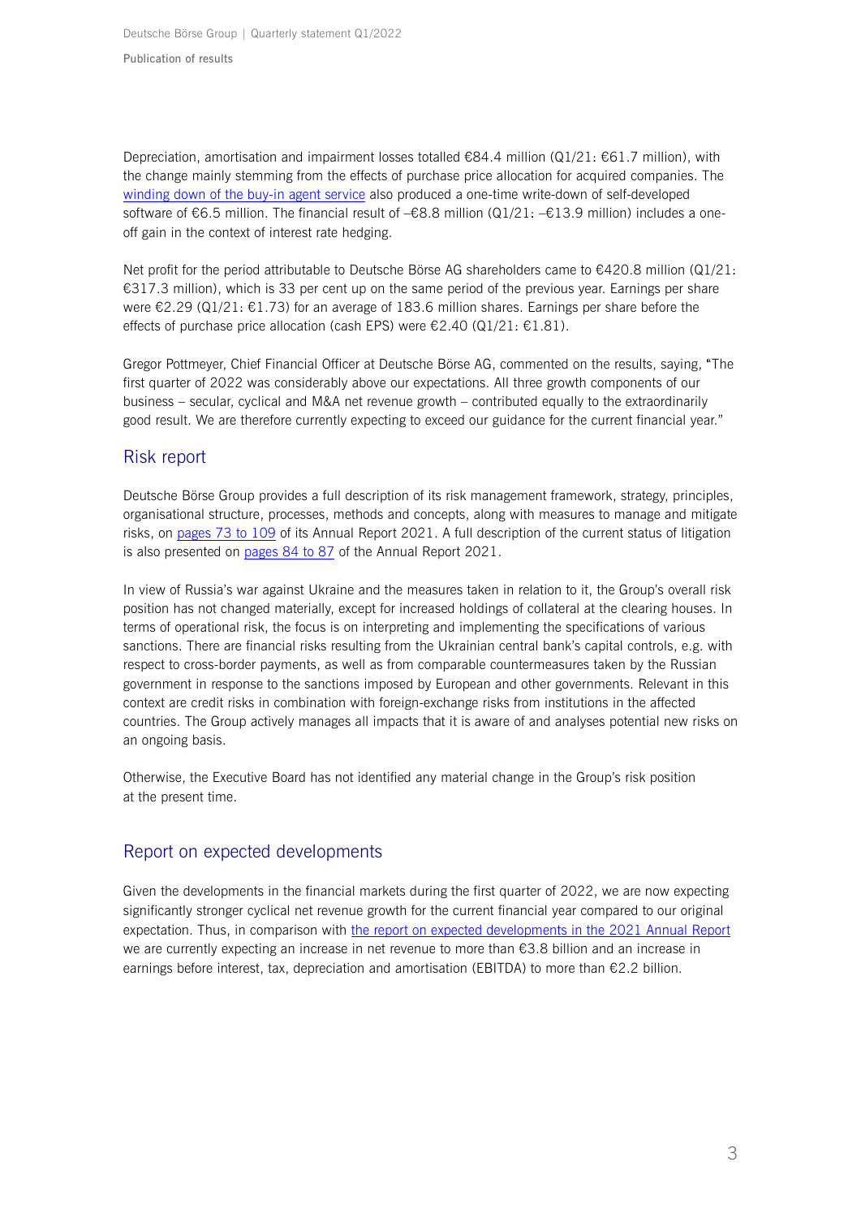Depreciation, amortisation and impairment losses totalled €84.4 million (Q1/21: €61.7 million), with the change mainly stemming from the effects of purchase price allocation for acquired companies. The winding down of the buy-in agent service also produced a one-time write-down of self-developed software of €6.5 million. The financial result of –€8.8 million (Q1/21: –€13.9 million) includes a one-off gain in the context of interest rate hedging.

Net profit for the period attributable to Deutsche Börse AG shareholders came to €420.8 million (Q1/21: €317.3 million), which is 33 per cent up on the same period of the previous year. Earnings per share were €2.29 (Q1/21: €1.73) for an average of 183.6 million shares. Earnings per share before the effects of purchase price allocation (cash EPS) were €2.40 (Q1/21: €1.81).

Gregor Pottmeyer, Chief Financial Officer at Deutsche Börse AG, commented on the results, saying, "The first quarter of 2022 was considerably above our expectations. All three growth components of our business – secular, cyclical and M&A net revenue growth – contributed equally to the extraordinarily good result. We are therefore currently expecting to exceed our guidance for the current financial year."

## Risk report

Deutsche Börse Group provides a full description of its risk management framework, strategy, principles, organisational structure, processes, methods and concepts, along with measures to manage and mitigate risks, on pages 73 to 109 of its Annual Report 2021. A full description of the current status of litigation is also presented on pages 84 to 87 of the Annual Report 2021.

In view of Russia's war against Ukraine and the measures taken in relation to it, the Group's overall risk position has not changed materially, except for increased holdings of collateral at the clearing houses. In terms of operational risk, the focus is on interpreting and implementing the specifications of various sanctions. There are financial risks resulting from the Ukrainian central bank's capital controls, e.g. with respect to cross-border payments, as well as from comparable countermeasures taken by the Russian government in response to the sanctions imposed by European and other governments. Relevant in this context are credit risks in combination with foreign-exchange risks from institutions in the affected countries. The Group actively manages all impacts that it is aware of and analyses potential new risks on an ongoing basis.

Otherwise, the Executive Board has not identified any material change in the Group's risk position at the present time.

## Report on expected developments

Given the developments in the financial markets during the first quarter of 2022, we are now expecting significantly stronger cyclical net revenue growth for the current financial year compared to our original expectation. Thus, in comparison with the report on expected developments in the 2021 Annual Report we are currently expecting an increase in net revenue to more than €3.8 billion and an increase in earnings before interest, tax, depreciation and amortisation (EBITDA) to more than €2.2 billion.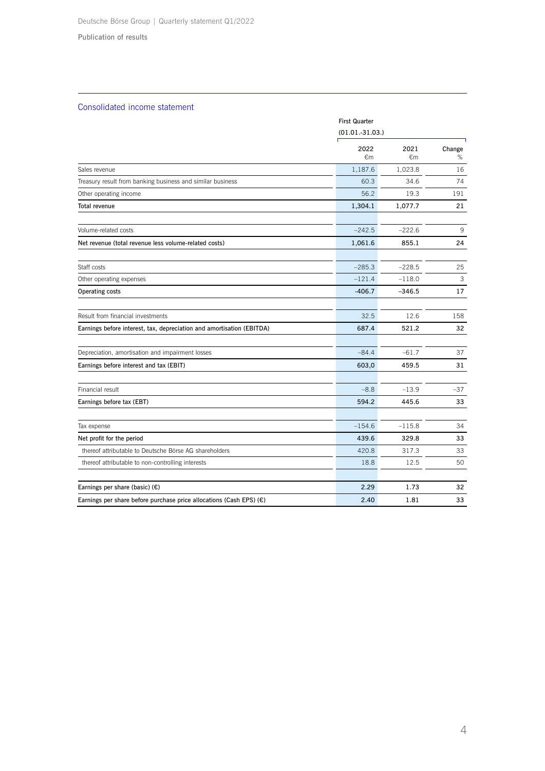## Consolidated income statement

| | First Quarter (01.01.-31.03.) | | |
|---|---|---|---|
| | 2022 €m | 2021 €m | Change % |
| Sales revenue | 1,187.6 | 1,023.8 | 16 |
| Treasury result from banking business and similar business | 60.3 | 34.6 | 74 |
| Other operating income | 56.2 | 19.3 | 191 |
| **Total revenue** | **1,304.1** | **1,077.7** | **21** |
| Volume-related costs | –242.5 | –222.6 | 9 |
| **Net revenue (total revenue less volume-related costs)** | **1,061.6** | **855.1** | **24** |
| Staff costs | –285.3 | –228.5 | 25 |
| Other operating expenses | –121.4 | –118.0 | 3 |
| **Operating costs** | **-406.7** | **–346.5** | **17** |
| Result from financial investments | 32.5 | 12.6 | 158 |
| **Earnings before interest, tax, depreciation and amortisation (EBITDA)** | **687.4** | **521.2** | **32** |
| Depreciation, amortisation and impairment losses | –84.4 | –61.7 | 37 |
| **Earnings before interest and tax (EBIT)** | **603,0** | **459.5** | **31** |
| Financial result | –8.8 | –13.9 | –37 |
| **Earnings before tax (EBT)** | **594.2** | **445.6** | **33** |
| Tax expense | –154.6 | –115.8 | 34 |
| **Net profit for the period** | **439.6** | **329.8** | **33** |
| thereof attributable to Deutsche Börse AG shareholders | 420.8 | 317.3 | 33 |
| thereof attributable to non-controlling interests | 18.8 | 12.5 | 50 |
| **Earnings per share (basic) (€)** | **2.29** | **1.73** | **32** |
| **Earnings per share before purchase price allocations (Cash EPS) (€)** | **2.40** | **1.81** | **33** |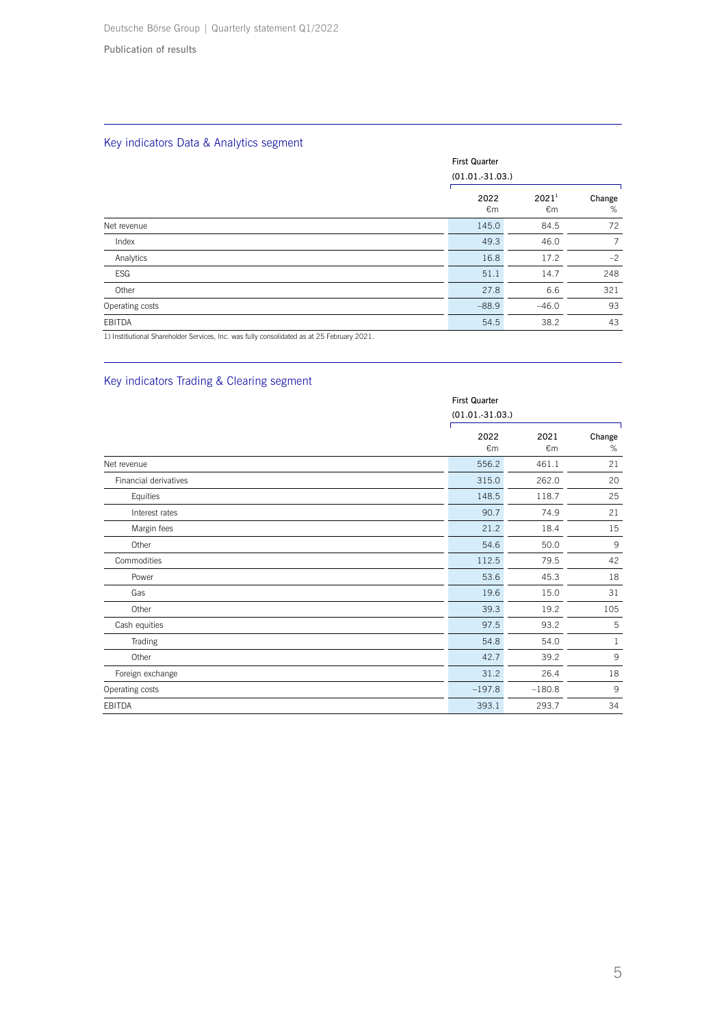Publication of results

## Key indicators Data & Analytics segment

| | First Quarter (01.01.-31.03.) | | |
|---|---|---|---|
| | 2022 €m | 2021[1] €m | Change % |
| Net revenue | 145.0 | 84.5 | 72 |
| Index | 49.3 | 46.0 | 7 |
| Analytics | 16.8 | 17.2 | –2 |
| ESG | 51.1 | 14.7 | 248 |
| Other | 27.8 | 6.6 | 321 |
| Operating costs | –88.9 | –46.0 | 93 |
| EBITDA | 54.5 | 38.2 | 43 |

1) Institutional Shareholder Services, Inc. was fully consolidated as at 25 February 2021.

## Key indicators Trading & Clearing segment

| | First Quarter (01.01.-31.03.) | | |
|---|---|---|---|
| | 2022 €m | 2021 €m | Change % |
| Net revenue | 556.2 | 461.1 | 21 |
| Financial derivatives | 315.0 | 262.0 | 20 |
| Equities | 148.5 | 118.7 | 25 |
| Interest rates | 90.7 | 74.9 | 21 |
| Margin fees | 21.2 | 18.4 | 15 |
| Other | 54.6 | 50.0 | 9 |
| Commodities | 112.5 | 79.5 | 42 |
| Power | 53.6 | 45.3 | 18 |
| Gas | 19.6 | 15.0 | 31 |
| Other | 39.3 | 19.2 | 105 |
| Cash equities | 97.5 | 93.2 | 5 |
| Trading | 54.8 | 54.0 | 1 |
| Other | 42.7 | 39.2 | 9 |
| Foreign exchange | 31.2 | 26.4 | 18 |
| Operating costs | –197.8 | –180.8 | 9 |
| EBITDA | 393.1 | 293.7 | 34 |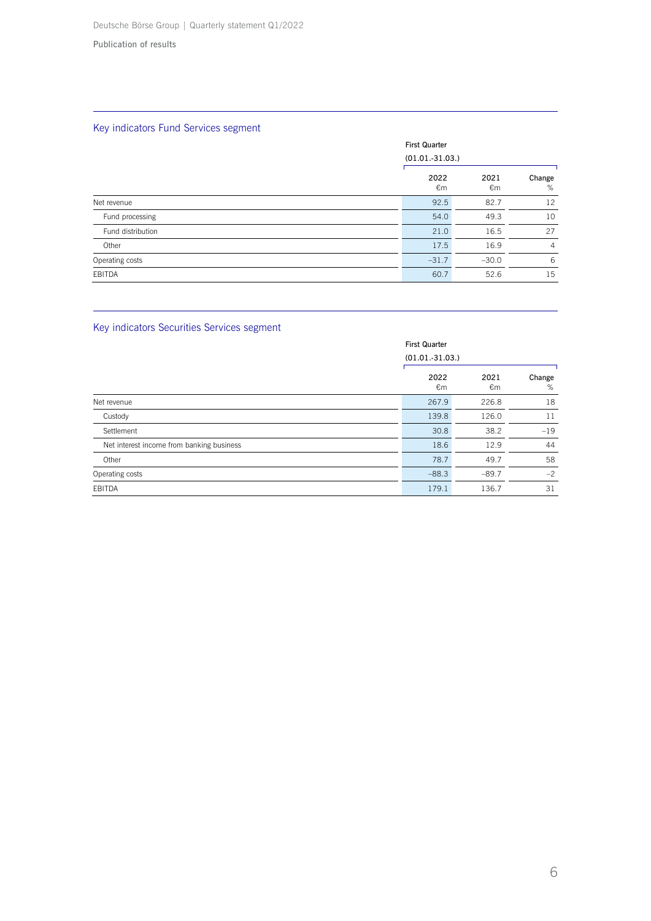Publication of results

## Key indicators Fund Services segment

| | First Quarter (01.01.-31.03.) | | |
|---|---|---|---|
| | 2022 €m | 2021 €m | Change % |
| Net revenue | 92.5 | 82.7 | 12 |
| Fund processing | 54.0 | 49.3 | 10 |
| Fund distribution | 21.0 | 16.5 | 27 |
| Other | 17.5 | 16.9 | 4 |
| Operating costs | –31.7 | –30.0 | 6 |
| EBITDA | 60.7 | 52.6 | 15 |

## Key indicators Securities Services segment

| | First Quarter (01.01.-31.03.) | | |
|---|---|---|---|
| | 2022 €m | 2021 €m | Change % |
| Net revenue | 267.9 | 226.8 | 18 |
| Custody | 139.8 | 126.0 | 11 |
| Settlement | 30.8 | 38.2 | –19 |
| Net interest income from banking business | 18.6 | 12.9 | 44 |
| Other | 78.7 | 49.7 | 58 |
| Operating costs | –88.3 | –89.7 | –2 |
| EBITDA | 179.1 | 136.7 | 31 |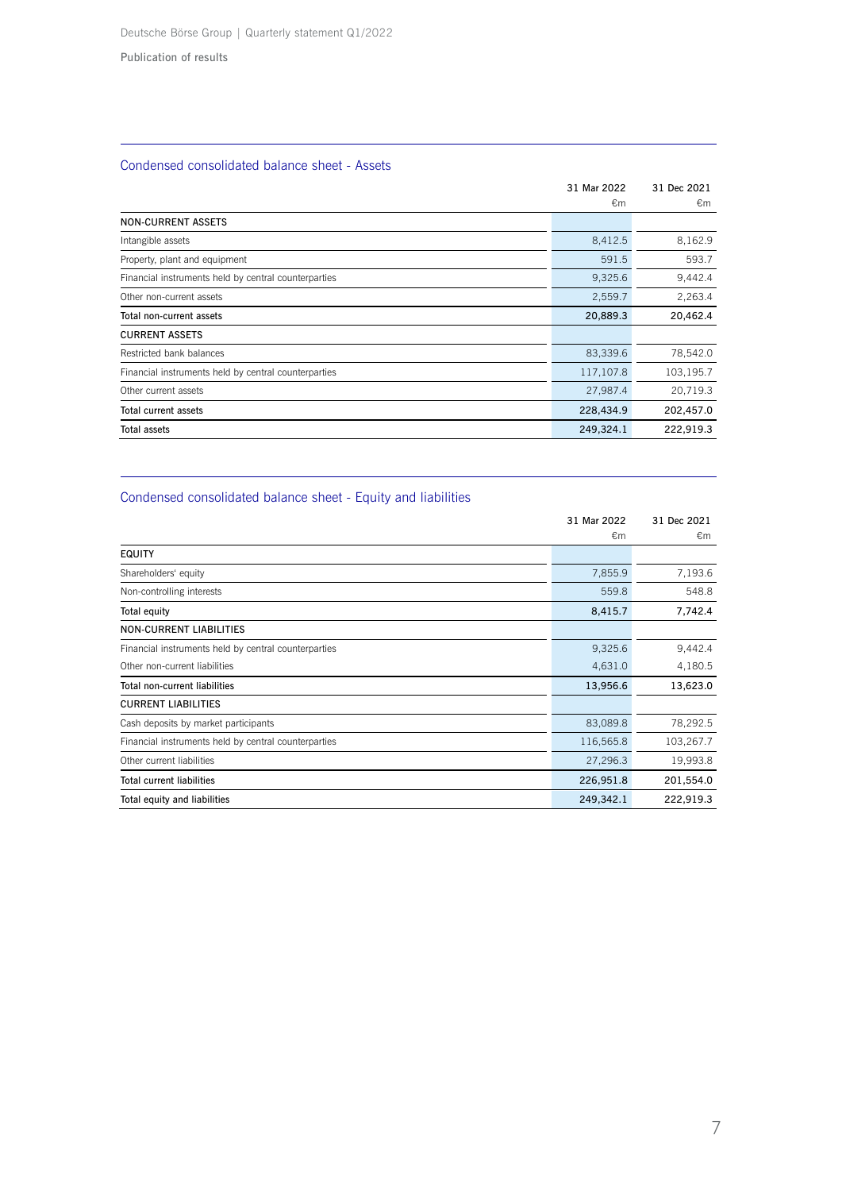Publication of results

## Condensed consolidated balance sheet - Assets

| | 31 Mar 2022 €m | 31 Dec 2021 €m |
|---|---|---|
| **NON-CURRENT ASSETS** | | |
| Intangible assets | 8,412.5 | 8,162.9 |
| Property, plant and equipment | 591.5 | 593.7 |
| Financial instruments held by central counterparties | 9,325.6 | 9,442.4 |
| Other non-current assets | 2,559.7 | 2,263.4 |
| **Total non-current assets** | **20,889.3** | **20,462.4** |
| **CURRENT ASSETS** | | |
| Restricted bank balances | 83,339.6 | 78,542.0 |
| Financial instruments held by central counterparties | 117,107.8 | 103,195.7 |
| Other current assets | 27,987.4 | 20,719.3 |
| **Total current assets** | **228,434.9** | **202,457.0** |
| **Total assets** | **249,324.1** | **222,919.3** |

## Condensed consolidated balance sheet - Equity and liabilities

| | 31 Mar 2022 €m | 31 Dec 2021 €m |
|---|---|---|
| **EQUITY** | | |
| Shareholders' equity | 7,855.9 | 7,193.6 |
| Non-controlling interests | 559.8 | 548.8 |
| **Total equity** | **8,415.7** | **7,742.4** |
| **NON-CURRENT LIABILITIES** | | |
| Financial instruments held by central counterparties | 9,325.6 | 9,442.4 |
| Other non-current liabilities | 4,631.0 | 4,180.5 |
| **Total non-current liabilities** | **13,956.6** | **13,623.0** |
| **CURRENT LIABILITIES** | | |
| Cash deposits by market participants | 83,089.8 | 78,292.5 |
| Financial instruments held by central counterparties | 116,565.8 | 103,267.7 |
| Other current liabilities | 27,296.3 | 19,993.8 |
| **Total current liabilities** | **226,951.8** | **201,554.0** |
| **Total equity and liabilities** | **249,342.1** | **222,919.3** |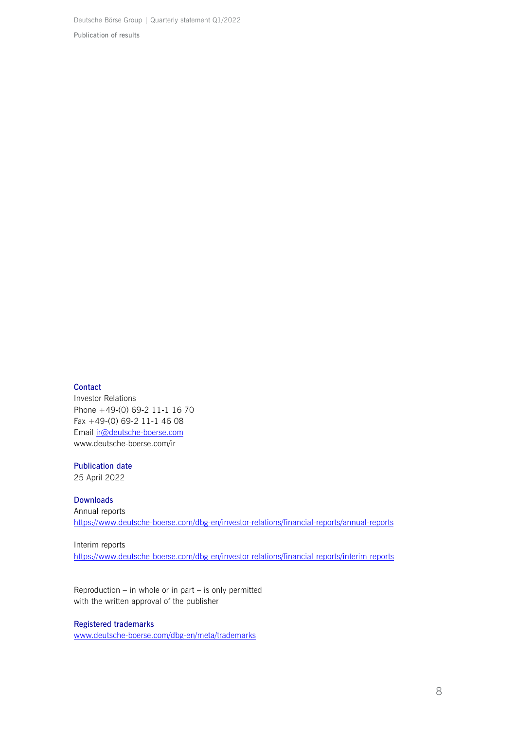## Contact

Investor Relations
Phone +49-(0) 69-2 11-1 16 70
Fax +49-(0) 69-2 11-1 46 08
Email ir@deutsche-boerse.com
www.deutsche-boerse.com/ir

## Publication date

25 April 2022

## Downloads

Annual reports
https://www.deutsche-boerse.com/dbg-en/investor-relations/financial-reports/annual-reports

Interim reports
https://www.deutsche-boerse.com/dbg-en/investor-relations/financial-reports/interim-reports

Reproduction – in whole or in part – is only permitted
with the written approval of the publisher

## Registered trademarks

www.deutsche-boerse.com/dbg-en/meta/trademarks